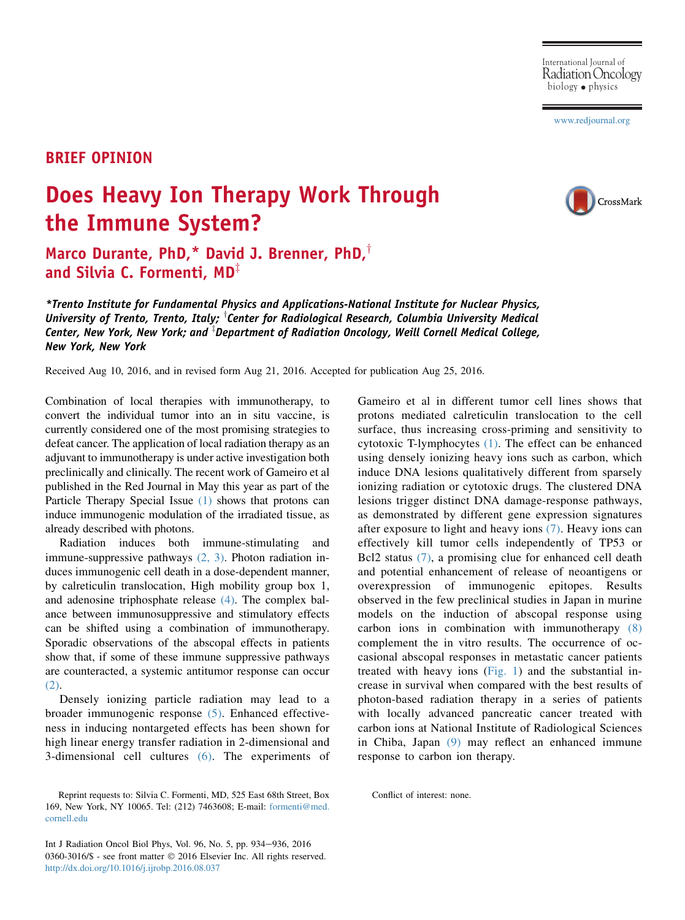BRIEF OPINION

# Does Heavy Ion Therapy Work Through the Immune System?

**Marco Durante, PhD,* David J. Brenner, PhD,† and Silvia C. Formenti, MD‡**

*\*Trento Institute for Fundamental Physics and Applications-National Institute for Nuclear Physics, University of Trento, Trento, Italy; †Center for Radiological Research, Columbia University Medical Center, New York, New York; and ‡Department of Radiation Oncology, Weill Cornell Medical College, New York, New York*

Received Aug 10, 2016, and in revised form Aug 21, 2016. Accepted for publication Aug 25, 2016.

Combination of local therapies with immunotherapy, to convert the individual tumor into an in situ vaccine, is currently considered one of the most promising strategies to defeat cancer. The application of local radiation therapy as an adjuvant to immunotherapy is under active investigation both preclinically and clinically. The recent work of Gameiro et al published in the Red Journal in May this year as part of the Particle Therapy Special Issue (1) shows that protons can induce immunogenic modulation of the irradiated tissue, as already described with photons.

Radiation induces both immune-stimulating and immune-suppressive pathways (2, 3). Photon radiation induces immunogenic cell death in a dose-dependent manner, by calreticulin translocation, High mobility group box 1, and adenosine triphosphate release (4). The complex balance between immunosuppressive and stimulatory effects can be shifted using a combination of immunotherapy. Sporadic observations of the abscopal effects in patients show that, if some of these immune suppressive pathways are counteracted, a systemic antitumor response can occur (2).

Densely ionizing particle radiation may lead to a broader immunogenic response (5). Enhanced effectiveness in inducing nontargeted effects has been shown for high linear energy transfer radiation in 2-dimensional and 3-dimensional cell cultures (6). The experiments of Gameiro et al in different tumor cell lines shows that protons mediated calreticulin translocation to the cell surface, thus increasing cross-priming and sensitivity to cytotoxic T-lymphocytes (1). The effect can be enhanced using densely ionizing heavy ions such as carbon, which induce DNA lesions qualitatively different from sparsely ionizing radiation or cytotoxic drugs. The clustered DNA lesions trigger distinct DNA damage-response pathways, as demonstrated by different gene expression signatures after exposure to light and heavy ions (7). Heavy ions can effectively kill tumor cells independently of TP53 or Bcl2 status (7), a promising clue for enhanced cell death and potential enhancement of release of neoantigens or overexpression of immunogenic epitopes. Results observed in the few preclinical studies in Japan in murine models on the induction of abscopal response using carbon ions in combination with immunotherapy (8) complement the in vitro results. The occurrence of occasional abscopal responses in metastatic cancer patients treated with heavy ions (Fig. 1) and the substantial increase in survival when compared with the best results of photon-based radiation therapy in a series of patients with locally advanced pancreatic cancer treated with carbon ions at National Institute of Radiological Sciences in Chiba, Japan (9) may reflect an enhanced immune response to carbon ion therapy.

Reprint requests to: Silvia C. Formenti, MD, 525 East 68th Street, Box 169, New York, NY 10065. Tel: (212) 7463608; E-mail: formenti@med.cornell.edu

Conflict of interest: none.

0360-3016/$ - see front matter © 2016 Elsevier Inc. All rights reserved.
http://dx.doi.org/10.1016/j.ijrobp.2016.08.037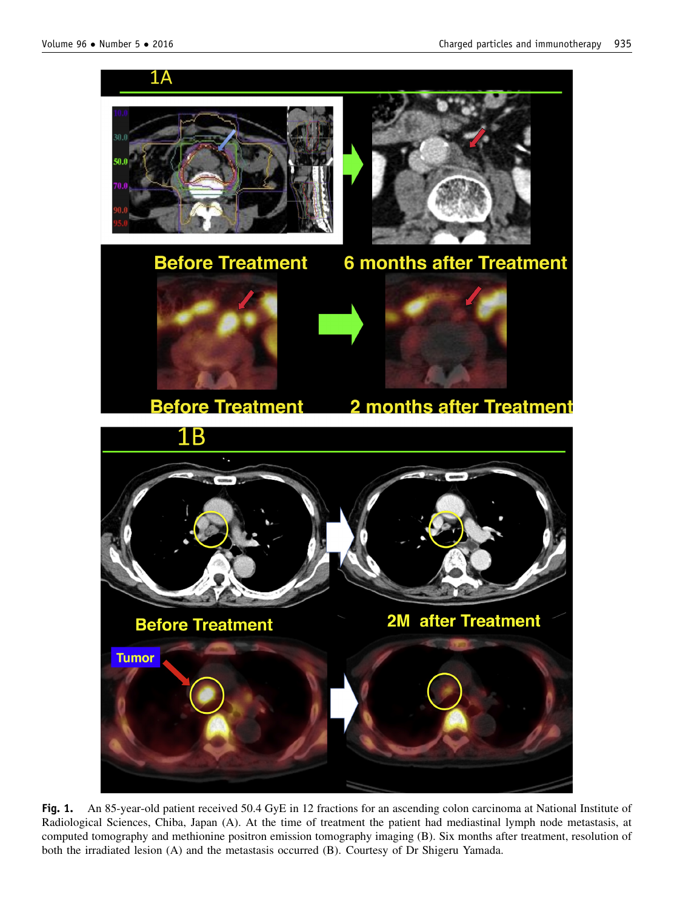**Fig. 1.** An 85-year-old patient received 50.4 GyE in 12 fractions for an ascending colon carcinoma at National Institute of Radiological Sciences, Chiba, Japan (A). At the time of treatment the patient had mediastinal lymph node metastasis, at computed tomography and methionine positron emission tomography imaging (B). Six months after treatment, resolution of both the irradiated lesion (A) and the metastasis occurred (B). Courtesy of Dr Shigeru Yamada.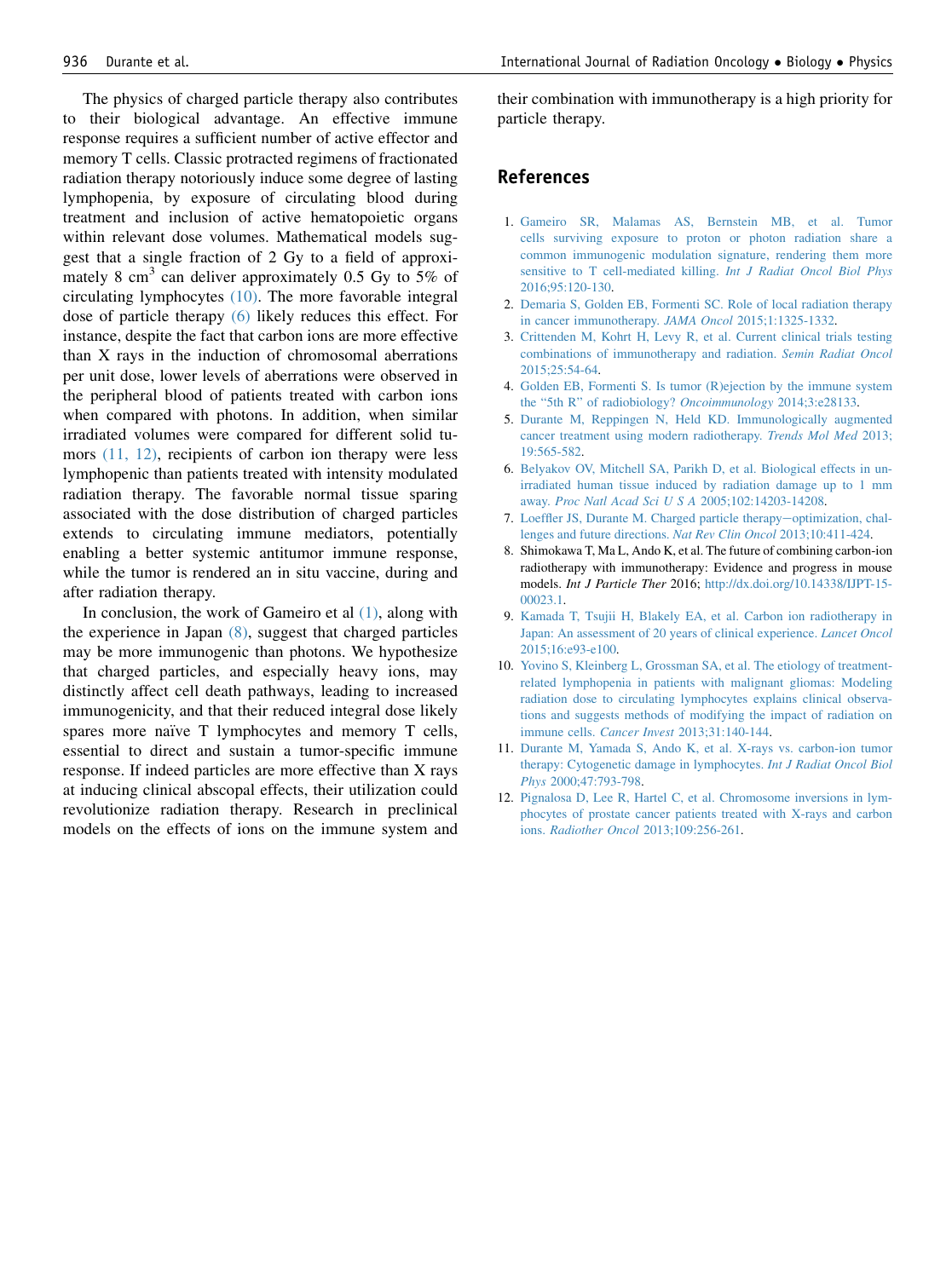The physics of charged particle therapy also contributes to their biological advantage. An effective immune response requires a sufficient number of active effector and memory T cells. Classic protracted regimens of fractionated radiation therapy notoriously induce some degree of lasting lymphopenia, by exposure of circulating blood during treatment and inclusion of active hematopoietic organs within relevant dose volumes. Mathematical models suggest that a single fraction of 2 Gy to a field of approximately 8 $cm^3$ can deliver approximately 0.5 Gy to 5% of circulating lymphocytes (10). The more favorable integral dose of particle therapy (6) likely reduces this effect. For instance, despite the fact that carbon ions are more effective than X rays in the induction of chromosomal aberrations per unit dose, lower levels of aberrations were observed in the peripheral blood of patients treated with carbon ions when compared with photons. In addition, when similar irradiated volumes were compared for different solid tumors (11, 12), recipients of carbon ion therapy were less lymphopenic than patients treated with intensity modulated radiation therapy. The favorable normal tissue sparing associated with the dose distribution of charged particles extends to circulating immune mediators, potentially enabling a better systemic antitumor immune response, while the tumor is rendered an in situ vaccine, during and after radiation therapy.

In conclusion, the work of Gameiro et al (1), along with the experience in Japan (8), suggest that charged particles may be more immunogenic than photons. We hypothesize that charged particles, and especially heavy ions, may distinctly affect cell death pathways, leading to increased immunogenicity, and that their reduced integral dose likely spares more naïve T lymphocytes and memory T cells, essential to direct and sustain a tumor-specific immune response. If indeed particles are more effective than X rays at inducing clinical abscopal effects, their utilization could revolutionize radiation therapy. Research in preclinical models on the effects of ions on the immune system and their combination with immunotherapy is a high priority for particle therapy.

## References

1. Gameiro SR, Malamas AS, Bernstein MB, et al. Tumor cells surviving exposure to proton or photon radiation share a common immunogenic modulation signature, rendering them more sensitive to T cell-mediated killing. *Int J Radiat Oncol Biol Phys* 2016;95:120-130.
2. Demaria S, Golden EB, Formenti SC. Role of local radiation therapy in cancer immunotherapy. *JAMA Oncol* 2015;1:1325-1332.
3. Crittenden M, Kohrt H, Levy R, et al. Current clinical trials testing combinations of immunotherapy and radiation. *Semin Radiat Oncol* 2015;25:54-64.
4. Golden EB, Formenti S. Is tumor (R)ejection by the immune system the "5th R" of radiobiology? *Oncoimmunology* 2014;3:e28133.
5. Durante M, Reppingen N, Held KD. Immunologically augmented cancer treatment using modern radiotherapy. *Trends Mol Med* 2013;19:565-582.
6. Belyakov OV, Mitchell SA, Parikh D, et al. Biological effects in unirradiated human tissue induced by radiation damage up to 1 mm away. *Proc Natl Acad Sci U S A* 2005;102:14203-14208.
7. Loeffler JS, Durante M. Charged particle therapy—optimization, challenges and future directions. *Nat Rev Clin Oncol* 2013;10:411-424.
8. Shimokawa T, Ma L, Ando K, et al. The future of combining carbon-ion radiotherapy with immunotherapy: Evidence and progress in mouse models. *Int J Particle Ther* 2016; http://dx.doi.org/10.14338/IJPT-15-00023.1.
9. Kamada T, Tsujii H, Blakely EA, et al. Carbon ion radiotherapy in Japan: An assessment of 20 years of clinical experience. *Lancet Oncol* 2015;16:e93-e100.
10. Yovino S, Kleinberg L, Grossman SA, et al. The etiology of treatment-related lymphopenia in patients with malignant gliomas: Modeling radiation dose to circulating lymphocytes explains clinical observations and suggests methods of modifying the impact of radiation on immune cells. *Cancer Invest* 2013;31:140-144.
11. Durante M, Yamada S, Ando K, et al. X-rays vs. carbon-ion tumor therapy: Cytogenetic damage in lymphocytes. *Int J Radiat Oncol Biol Phys* 2000;47:793-798.
12. Pignalosa D, Lee R, Hartel C, et al. Chromosome inversions in lymphocytes of prostate cancer patients treated with X-rays and carbon ions. *Radiother Oncol* 2013;109:256-261.